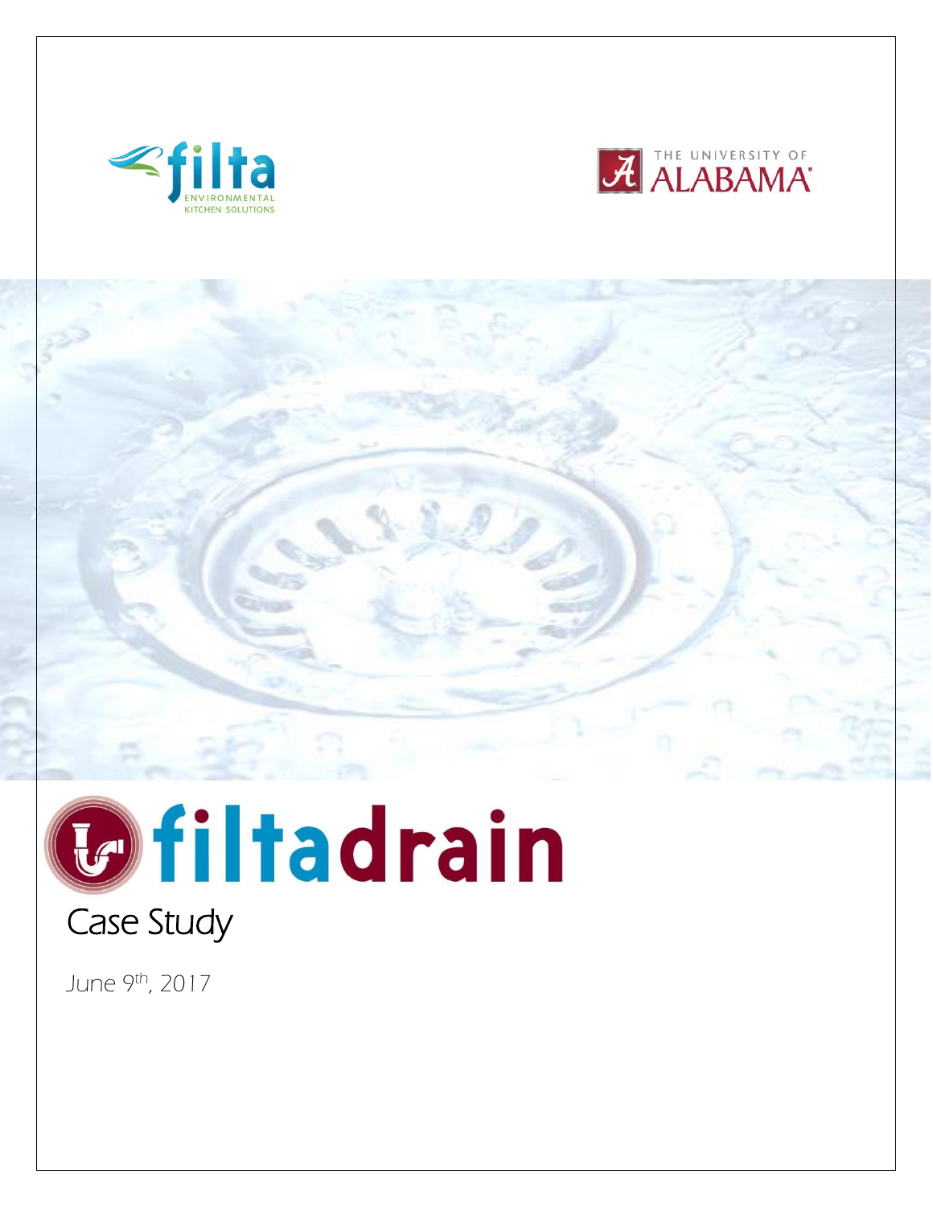filta ENVIRONMENTAL KITCHEN SOLUTIONS

THE UNIVERSITY OF ALABAMA

# filtadrain

## Case Study

June 9th, 2017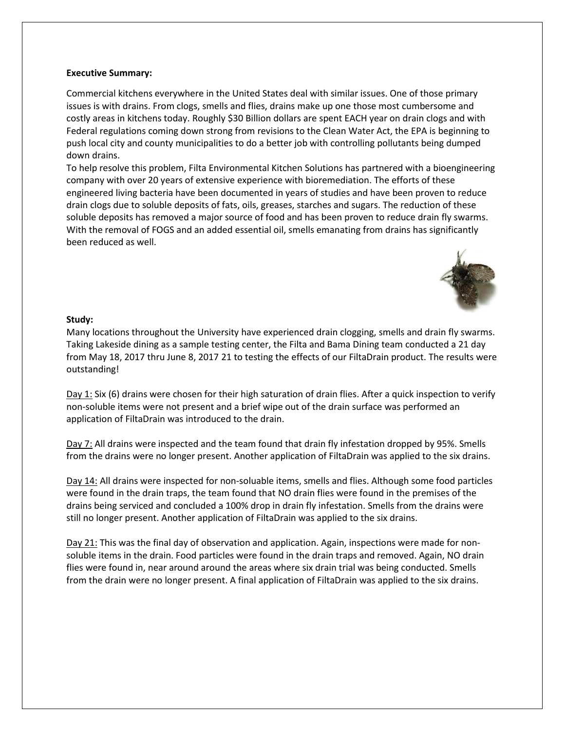**Executive Summary:**

Commercial kitchens everywhere in the United States deal with similar issues. One of those primary issues is with drains. From clogs, smells and flies, drains make up one those most cumbersome and costly areas in kitchens today. Roughly $30 Billion dollars are spent EACH year on drain clogs and with Federal regulations coming down strong from revisions to the Clean Water Act, the EPA is beginning to push local city and county municipalities to do a better job with controlling pollutants being dumped down drains.

To help resolve this problem, Filta Environmental Kitchen Solutions has partnered with a bioengineering company with over 20 years of extensive experience with bioremediation. The efforts of these engineered living bacteria have been documented in years of studies and have been proven to reduce drain clogs due to soluble deposits of fats, oils, greases, starches and sugars. The reduction of these soluble deposits has removed a major source of food and has been proven to reduce drain fly swarms. With the removal of FOGS and an added essential oil, smells emanating from drains has significantly been reduced as well.

**Study:**

Many locations throughout the University have experienced drain clogging, smells and drain fly swarms. Taking Lakeside dining as a sample testing center, the Filta and Bama Dining team conducted a 21 day from May 18, 2017 thru June 8, 2017 21 to testing the effects of our FiltaDrain product. The results were outstanding!

Day 1: Six (6) drains were chosen for their high saturation of drain flies. After a quick inspection to verify non-soluble items were not present and a brief wipe out of the drain surface was performed an application of FiltaDrain was introduced to the drain.

Day 7: All drains were inspected and the team found that drain fly infestation dropped by 95%. Smells from the drains were no longer present. Another application of FiltaDrain was applied to the six drains.

Day 14: All drains were inspected for non-soluable items, smells and flies. Although some food particles were found in the drain traps, the team found that NO drain flies were found in the premises of the drains being serviced and concluded a 100% drop in drain fly infestation. Smells from the drains were still no longer present. Another application of FiltaDrain was applied to the six drains.

Day 21: This was the final day of observation and application. Again, inspections were made for non-soluble items in the drain. Food particles were found in the drain traps and removed. Again, NO drain flies were found in, near around around the areas where six drain trial was being conducted. Smells from the drain were no longer present. A final application of FiltaDrain was applied to the six drains.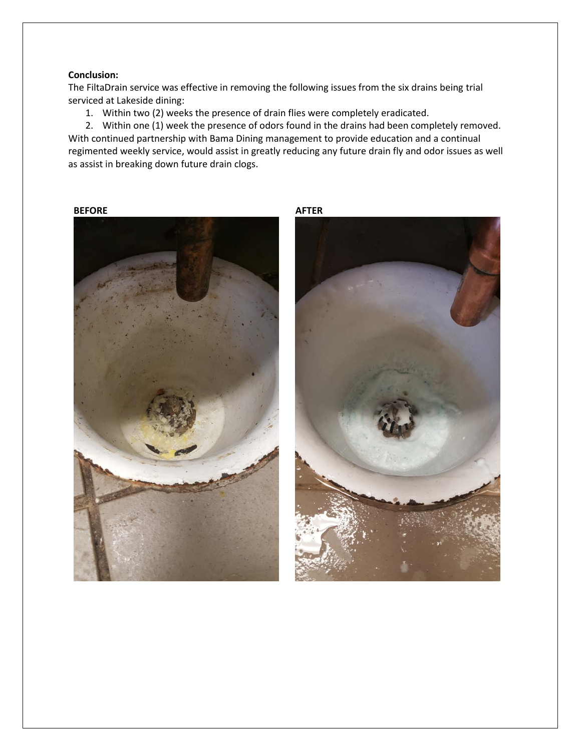**Conclusion:**

The FiltaDrain service was effective in removing the following issues from the six drains being trial serviced at Lakeside dining:

1. Within two (2) weeks the presence of drain flies were completely eradicated.
2. Within one (1) week the presence of odors found in the drains had been completely removed.

With continued partnership with Bama Dining management to provide education and a continual regimented weekly service, would assist in greatly reducing any future drain fly and odor issues as well as assist in breaking down future drain clogs.

**BEFORE** **AFTER**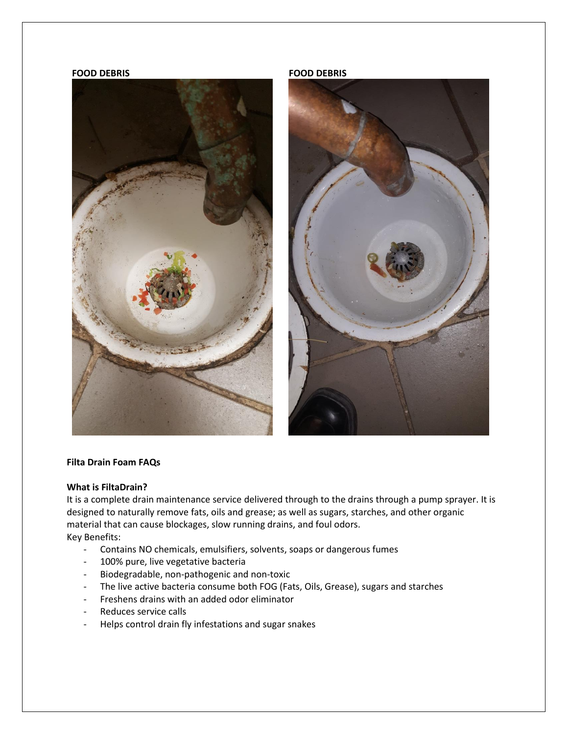**FOOD DEBRIS** **FOOD DEBRIS**

**Filta Drain Foam FAQs**

**What is FiltaDrain?**

It is a complete drain maintenance service delivered through to the drains through a pump sprayer. It is designed to naturally remove fats, oils and grease; as well as sugars, starches, and other organic material that can cause blockages, slow running drains, and foul odors.

Key Benefits:

- Contains NO chemicals, emulsifiers, solvents, soaps or dangerous fumes
- 100% pure, live vegetative bacteria
- Biodegradable, non-pathogenic and non-toxic
- The live active bacteria consume both FOG (Fats, Oils, Grease), sugars and starches
- Freshens drains with an added odor eliminator
- Reduces service calls
- Helps control drain fly infestations and sugar snakes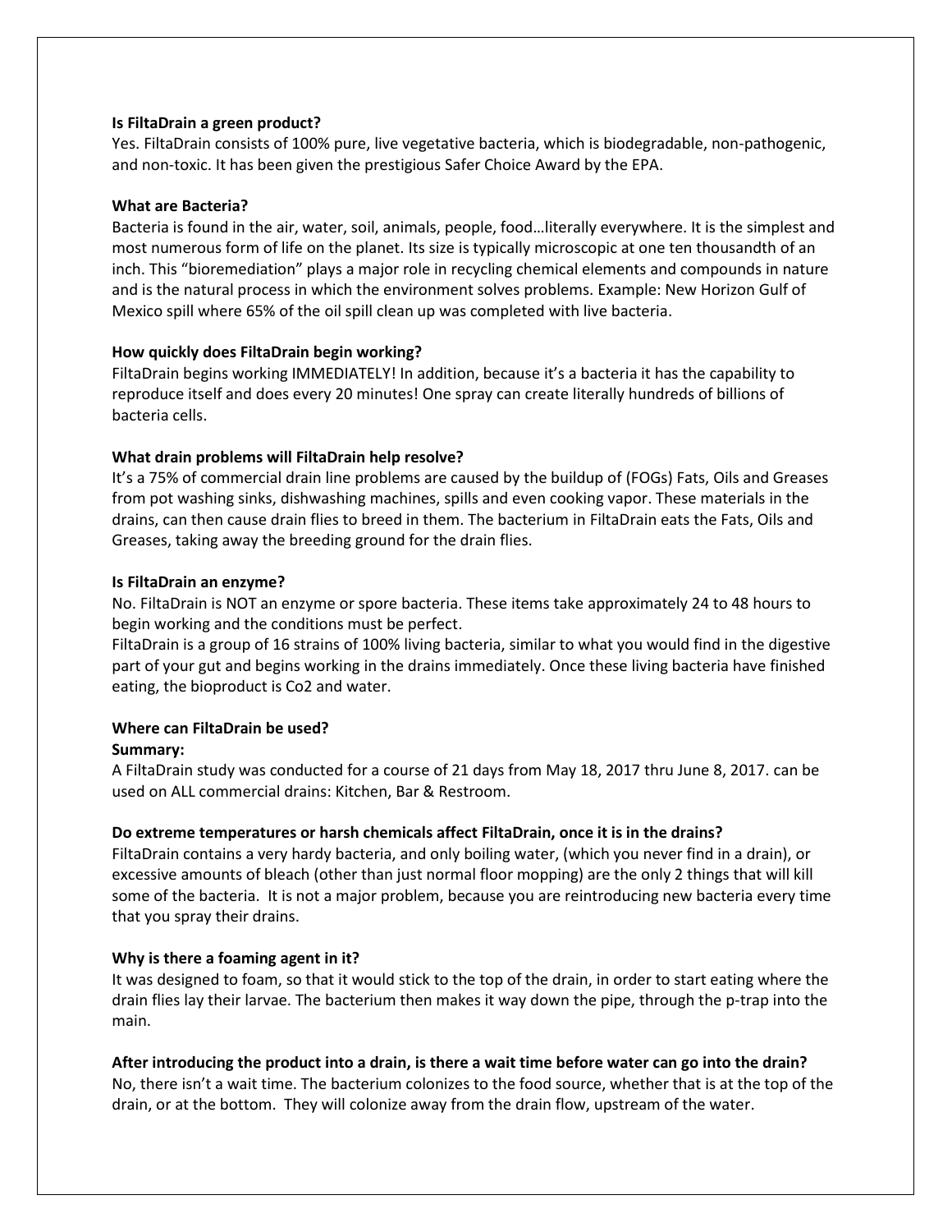**Is FiltaDrain a green product?**

Yes. FiltaDrain consists of 100% pure, live vegetative bacteria, which is biodegradable, non-pathogenic, and non-toxic. It has been given the prestigious Safer Choice Award by the EPA.

**What are Bacteria?**

Bacteria is found in the air, water, soil, animals, people, food…literally everywhere. It is the simplest and most numerous form of life on the planet. Its size is typically microscopic at one ten thousandth of an inch. This "bioremediation" plays a major role in recycling chemical elements and compounds in nature and is the natural process in which the environment solves problems. Example: New Horizon Gulf of Mexico spill where 65% of the oil spill clean up was completed with live bacteria.

**How quickly does FiltaDrain begin working?**

FiltaDrain begins working IMMEDIATELY! In addition, because it's a bacteria it has the capability to reproduce itself and does every 20 minutes! One spray can create literally hundreds of billions of bacteria cells.

**What drain problems will FiltaDrain help resolve?**

It's a 75% of commercial drain line problems are caused by the buildup of (FOGs) Fats, Oils and Greases from pot washing sinks, dishwashing machines, spills and even cooking vapor. These materials in the drains, can then cause drain flies to breed in them. The bacterium in FiltaDrain eats the Fats, Oils and Greases, taking away the breeding ground for the drain flies.

**Is FiltaDrain an enzyme?**

No. FiltaDrain is NOT an enzyme or spore bacteria. These items take approximately 24 to 48 hours to begin working and the conditions must be perfect.

FiltaDrain is a group of 16 strains of 100% living bacteria, similar to what you would find in the digestive part of your gut and begins working in the drains immediately. Once these living bacteria have finished eating, the bioproduct is Co2 and water.

**Where can FiltaDrain be used?**

**Summary:**

A FiltaDrain study was conducted for a course of 21 days from May 18, 2017 thru June 8, 2017. can be used on ALL commercial drains: Kitchen, Bar & Restroom.

**Do extreme temperatures or harsh chemicals affect FiltaDrain, once it is in the drains?**

FiltaDrain contains a very hardy bacteria, and only boiling water, (which you never find in a drain), or excessive amounts of bleach (other than just normal floor mopping) are the only 2 things that will kill some of the bacteria. It is not a major problem, because you are reintroducing new bacteria every time that you spray their drains.

**Why is there a foaming agent in it?**

It was designed to foam, so that it would stick to the top of the drain, in order to start eating where the drain flies lay their larvae. The bacterium then makes it way down the pipe, through the p-trap into the main.

**After introducing the product into a drain, is there a wait time before water can go into the drain?**

No, there isn't a wait time. The bacterium colonizes to the food source, whether that is at the top of the drain, or at the bottom. They will colonize away from the drain flow, upstream of the water.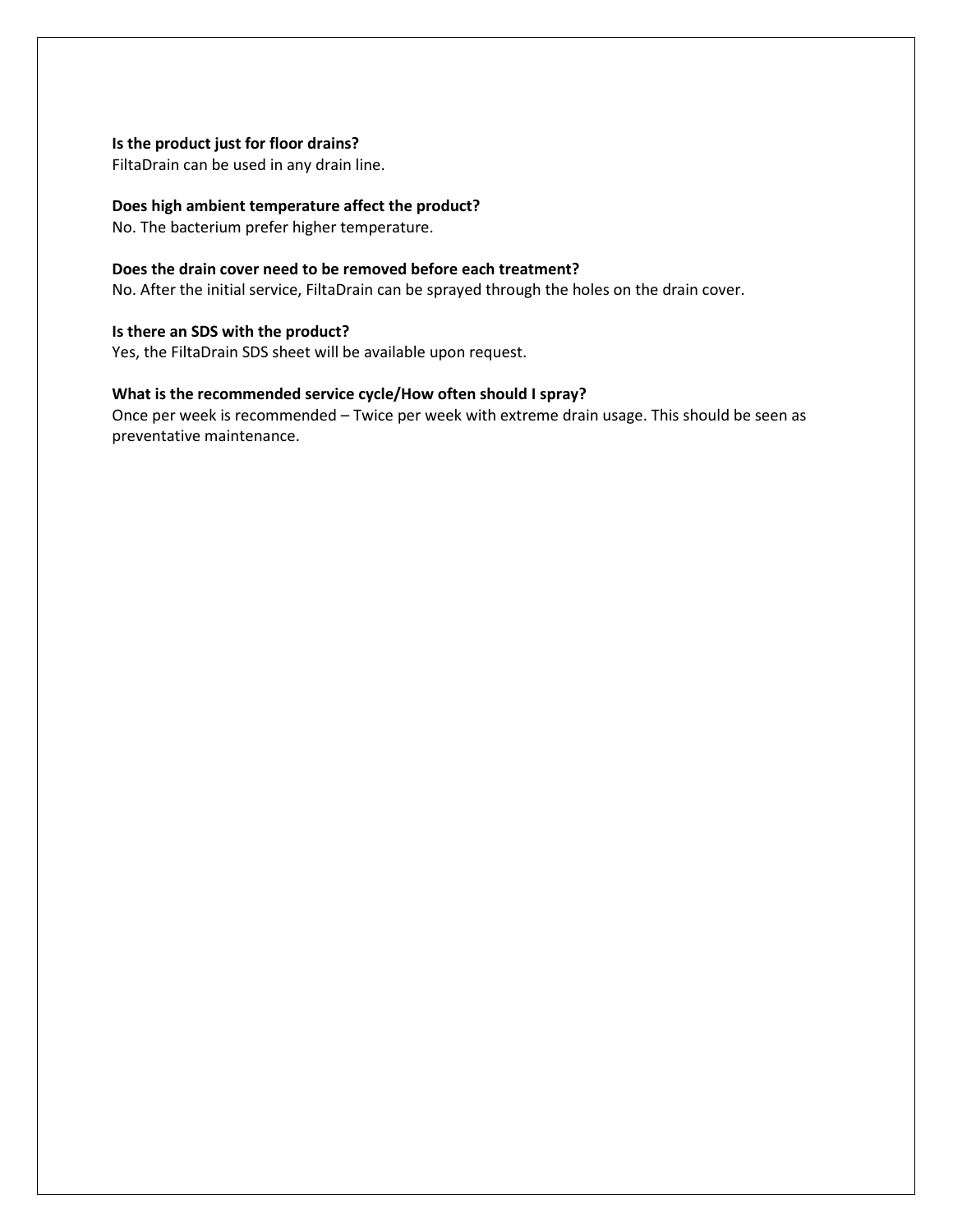**Is the product just for floor drains?**
FiltaDrain can be used in any drain line.

**Does high ambient temperature affect the product?**
No. The bacterium prefer higher temperature.

**Does the drain cover need to be removed before each treatment?**
No. After the initial service, FiltaDrain can be sprayed through the holes on the drain cover.

**Is there an SDS with the product?**
Yes, the FiltaDrain SDS sheet will be available upon request.

**What is the recommended service cycle/How often should I spray?**
Once per week is recommended – Twice per week with extreme drain usage. This should be seen as preventative maintenance.